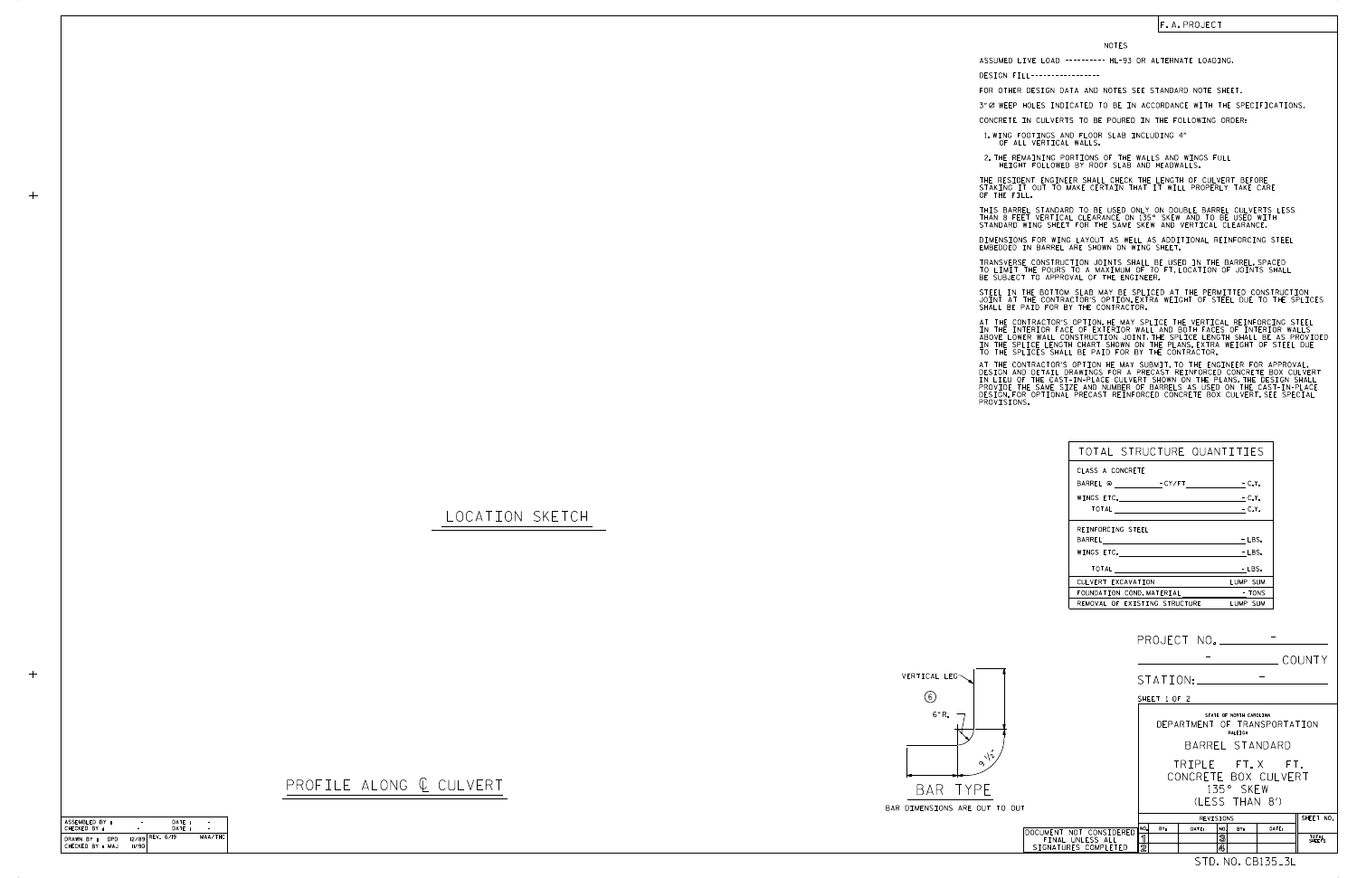F. A. PROJECT

## NOTES

ASSUMED LIVE LOAD ---------- HL-93 OR ALTERNATE LOADING.

DESIGN FILL-----------------

FOR OTHER DESIGN DATA AND NOTES SEE STANDARD NOTE SHEET.

3" Ø WEEP HOLES INDICATED TO BE IN ACCORDANCE WITH THE SPECIFICATIONS.

CONCRETE IN CULVERTS TO BE POURED IN THE FOLLOWING ORDER:

1. WING FOOTINGS AND FLOOR SLAB INCLUDING 4" OF ALL VERTICAL WALLS.
2. THE REMAINING PORTIONS OF THE WALLS AND WINGS FULL HEIGHT FOLLOWED BY ROOF SLAB AND HEADWALLS.

THE RESIDENT ENGINEER SHALL CHECK THE LENGTH OF CULVERT BEFORE STAKING IT OUT TO MAKE CERTAIN THAT IT WILL PROPERLY TAKE CARE OF THE FILL.

THIS BARREL STANDARD TO BE USED ONLY ON DOUBLE BARREL CULVERTS LESS THAN 8 FEET VERTICAL CLEARANCE ON 135° SKEW AND TO BE USED WITH STANDARD WING SHEET FOR THE SAME SKEW AND VERTICAL CLEARANCE.

DIMENSIONS FOR WING LAYOUT AS WELL AS ADDITIONAL REINFORCING STEEL EMBEDDED IN BARREL ARE SHOWN ON WING SHEET.

TRANSVERSE CONSTRUCTION JOINTS SHALL BE USED IN THE BARREL, SPACED TO LIMIT THE POURS TO A MAXIMUM OF TO FT. LOCATION OF JOINTS SHALL BE SUBJECT TO APPROVAL OF THE ENGINEER.

STEEL IN THE BOTTOM SLAB MAY BE SPLICED AT THE PERMITTED CONSTRUCTION JOINT AT THE CONTRACTOR'S OPTION. EXTRA WEIGHT OF STEEL DUE TO THE SPLICES SHALL BE PAID FOR BY THE CONTRACTOR.

AT THE CONTRACTOR'S OPTION, HE MAY SPLICE THE VERTICAL REINFORCING STEEL IN THE INTERIOR FACE OF EXTERIOR WALL AND BOTH FACES OF INTERIOR WALLS ABOVE LOWER WALL CONSTRUCTION JOINT. THE SPLICE LENGTH SHALL BE AS PROVIDED IN THE SPLICE LENGTH CHART SHOWN ON THE PLANS. EXTRA WEIGHT OF STEEL DUE TO THE SPLICES SHALL BE PAID FOR BY THE CONTRACTOR.

AT THE CONTRACTOR'S OPTION HE MAY SUBMIT, TO THE ENGINEER FOR APPROVAL, DESIGN AND DETAIL DRAWINGS FOR A PRECAST REINFORCED CONCRETE BOX CULVERT IN LIEU OF THE CAST-IN-PLACE CULVERT SHOWN ON THE PLANS. THE DESIGN SHALL PROVIDE THE SAME SIZE AND NUMBER OF BARRELS AS USED ON THE CAST-IN-PLACE DESIGN. FOR OPTIONAL PRECAST REINFORCED CONCRETE BOX CULVERT, SEE SPECIAL PROVISIONS.

| TOTAL STRUCTURE QUANTITIES | |
|---|---|
| CLASS A CONCRETE | |
| BARREL @ ________ - CY/FT ________ | - C.Y. |
| WINGS ETC. | - C.Y. |
| TOTAL | - C.Y. |
| REINFORCING STEEL | |
| BARREL | - LBS. |
| WINGS ETC. | - LBS. |
| TOTAL | - LBS. |
| CULVERT EXCAVATION | LUMP SUM |
| FOUNDATION COND. MATERIAL | - TONS |
| REMOVAL OF EXISTING STRUCTURE | LUMP SUM |

LOCATION SKETCH

VERTICAL LEG

6

6" R.

9 ½"

BAR TYPE

BAR DIMENSIONS ARE OUT TO OUT

PROFILE ALONG ℄ CULVERT

PROJECT NO. ________ -

________ - ________ COUNTY

STATION: ________ -

SHEET 1 OF 2

STATE OF NORTH CAROLINA
DEPARTMENT OF TRANSPORTATION
RALEIGH

BARREL STANDARD

TRIPLE FT. X FT.
CONCRETE BOX CULVERT
135° SKEW
(LESS THAN 8')

| ASSEMBLED BY : | - | DATE : | - |
|---|---|---|---|
| CHECKED BY : | - | DATE : | - |
| DRAWN BY : DPD | 12/89 | REV. 6/19 | MAA/THC |
| CHECKED BY : MAJ | 11/90 | | |

DOCUMENT NOT CONSIDERED FINAL UNLESS ALL SIGNATURES COMPLETED

| REVISIONS | | | | | | SHEET NO. |
|---|---|---|---|---|---|---|
| NO. | BY: | DATE: | NO. | BY: | DATE: | |
| 1 | | | 3 | | | TOTAL SHEETS |
| 2 | | | 4 | | | |

STD. NO. CB135_3L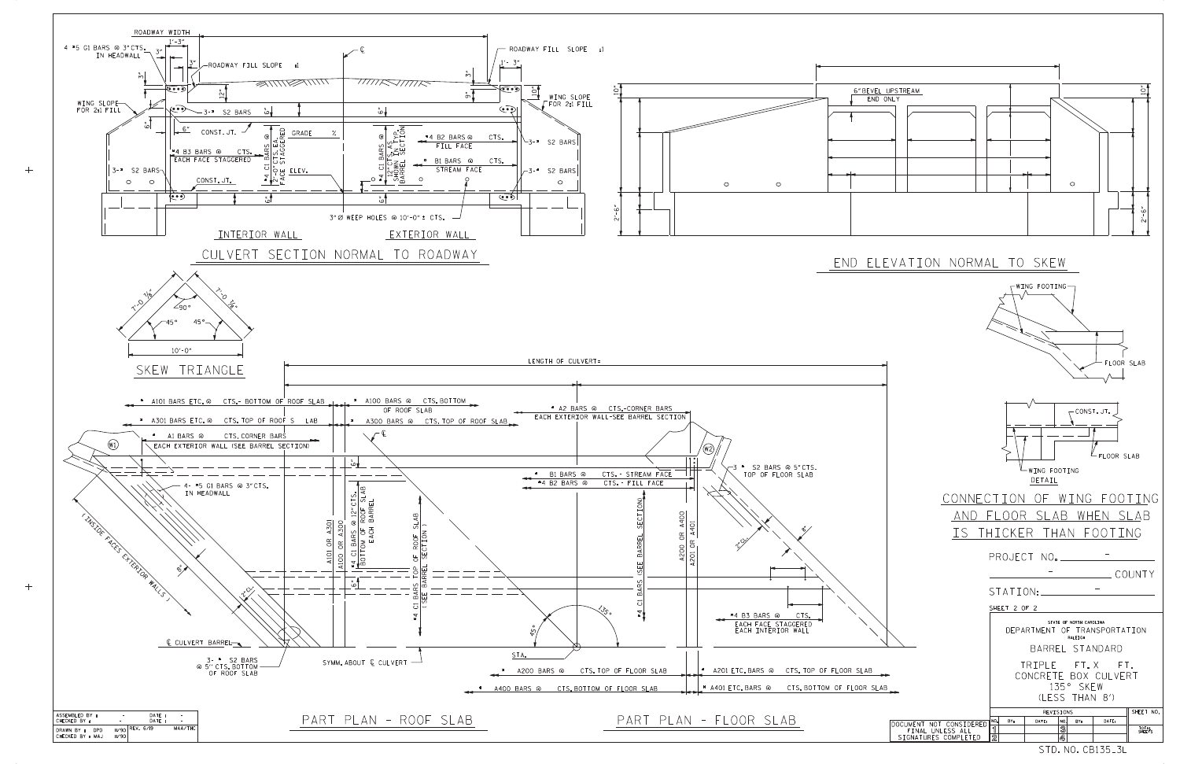## CULVERT SECTION NORMAL TO ROADWAY

ROADWAY WIDTH

4 #5 G1 BARS @ 3" CTS. IN HEADWALL

1'-3"

3"

ROADWAY FILL SLOPE :1

℄

ROADWAY FILL SLOPE :1

1'-3"

WING SLOPE FOR 2:1 FILL

3-# S2 BARS

CONST. JT.

GRADE %

#4 C1 BARS @ 12" CTS. EA. FACE STAGGERED

#4 C1 BARS @ 12" CTS. AS SHOWN IN TYP. BARREL SECTION

#4 B2 BARS @ CTS. FILL FACE

# B1 BARS @ CTS. STREAM FACE

#4 B3 BARS @ CTS. EACH FACE STAGGERED

ELEV.

3-# S2 BARS

CONST. JT.

3" Ø WEEP HOLES @ 10'-0" ± CTS.

INTERIOR WALL

EXTERIOR WALL

## END ELEVATION NORMAL TO SKEW

6" BEVEL UPSTREAM END ONLY

10"

2'-6"

## SKEW TRIANGLE

7'-0 7/8"

90°

45°

10'-0"

## CONNECTION OF WING FOOTING AND FLOOR SLAB WHEN SLAB IS THICKER THAN FOOTING

WING FOOTING

FLOOR SLAB

CONST. JT.

WING FOOTING DETAIL

## PART PLAN - ROOF SLAB

LENGTH OF CULVERT=

# A101 BARS ETC. @ CTS.- BOTTOM OF ROOF SLAB

# A100 BARS @ CTS. BOTTOM OF ROOF SLAB

# A301 BARS ETC. @ CTS. TOP OF ROOF SLAB

# A300 BARS @ CTS. TOP OF ROOF SLAB

# A1 BARS @ CTS. CORNER BARS EACH EXTERIOR WALL (SEE BARREL SECTION)

W1

4- #5 G1 BARS @ 3" CTS. IN HEADWALL

(INSIDE FACES EXTERIOR WALLS)

A101 OR A301

A100 OR A300

#4 C1 BARS @ 12" CTS. BOTTOM OF ROOF SLAB EACH BARREL

#4 C1 BARS TOP OF ROOF SLAB (SEE BARREL SECTION)

℄ CULVERT BARREL

3- # S2 BARS @ 5" CTS. BOTTOM OF ROOF SLAB

SYMM. ABOUT ℄ CULVERT

STA.

45°

135°

## PART PLAN - FLOOR SLAB

# A2 BARS @ CTS.-CORNER BARS EACH EXTERIOR WALL-SEE BARREL SECTION

W2

3 # S2 BARS @ 5" CTS. TOP OF FLOOR SLAB

# B1 BARS @ CTS. - STREAM FACE

#4 B2 BARS @ CTS. - FILL FACE

#4 C1 BARS (SEE BARREL SECTION)

A200 OR A400

A201 OR A401

#4 B3 BARS @ CTS. EACH FACE STAGGERED EACH INTERIOR WALL

# A200 BARS @ CTS. TOP OF FLOOR SLAB

# A201 ETC. BARS @ CTS. TOP OF FLOOR SLAB

# A400 BARS @ CTS. BOTTOM OF FLOOR SLAB

# A401 ETC. BARS @ CTS. BOTTOM OF FLOOR SLAB

PROJECT NO. -

- COUNTY

STATION: -

SHEET 2 OF 2

STATE OF NORTH CAROLINA
DEPARTMENT OF TRANSPORTATION
RALEIGH

BARREL STANDARD

TRIPLE FT. X FT.
CONCRETE BOX CULVERT
135° SKEW
(LESS THAN 8')

| | | | | | | | | |
|---|---|---|---|---|---|---|---|---|
| ASSEMBLED BY : | - | DATE : | - | | | | | |
| CHECKED BY : | - | DATE : | - | | | | | |
| DRAWN BY : DPD | 11/90 | REV. 6/19 | MAA/THC | | | | | |
| CHECKED BY : MAJ | 11/90 | | | | | | | |

DOCUMENT NOT CONSIDERED FINAL UNLESS ALL SIGNATURES COMPLETED

| REVISIONS | | | | | | SHEET NO. |
|---|---|---|---|---|---|---|
| NO. | BY: | DATE: | NO. | BY: | DATE: | |
| 1 | | | 3 | | | TOTAL SHEETS |
| 2 | | | 4 | | | |

STD. NO. CB135_3L